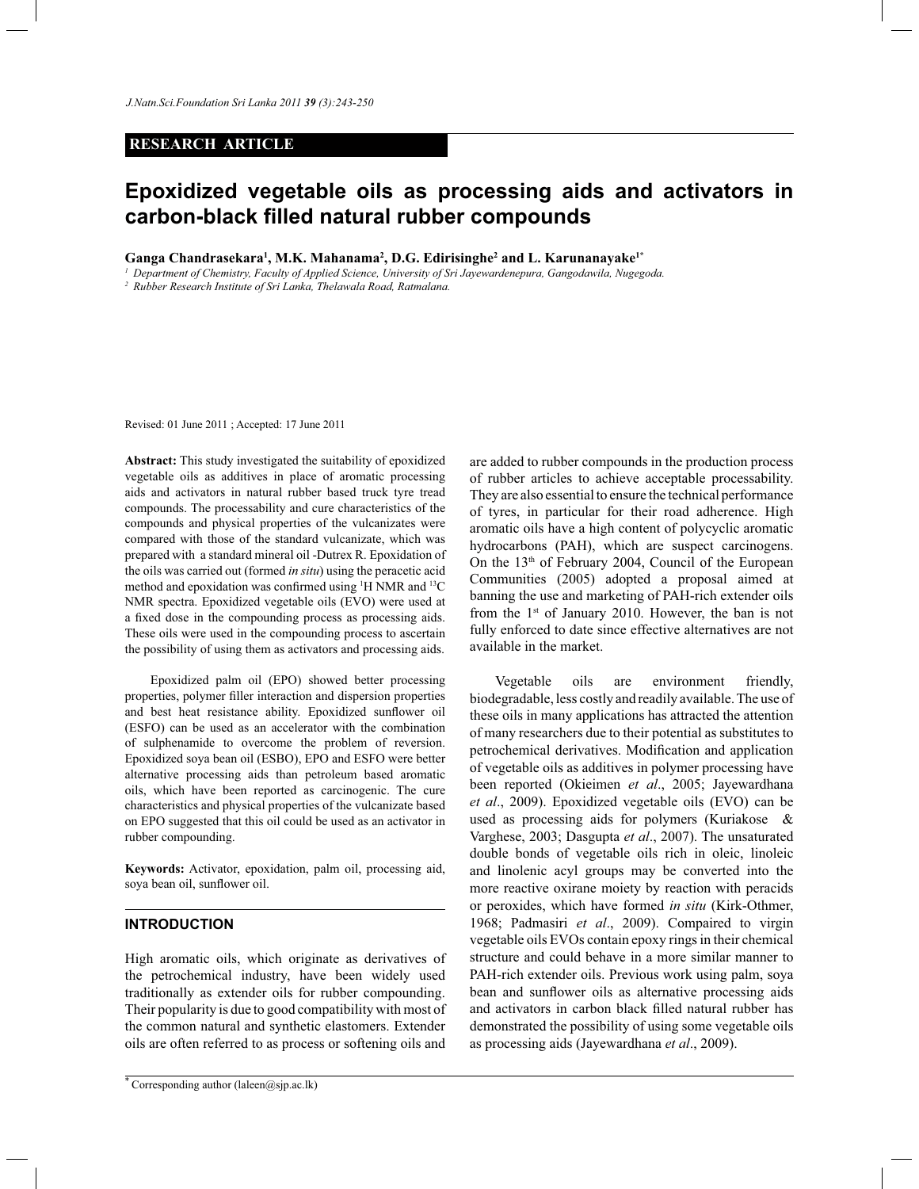**RESEARCH ARTICLE**

# Epoxidized vegetable oils as processing aids and activators in carbon-black filled natural rubber compounds

**Ganga Chandrasekara[1], M.K. Mahanama[2], D.G. Edirisinghe[2] and L. Karunanayake[1*]**

[1] *Department of Chemistry, Faculty of Applied Science, University of Sri Jayewardenepura, Gangodawila, Nugegoda.*

[2] *Rubber Research Institute of Sri Lanka, Thelawala Road, Ratmalana.*

Revised: 01 June 2011 ; Accepted: 17 June 2011

**Abstract:** This study investigated the suitability of epoxidized vegetable oils as additives in place of aromatic processing aids and activators in natural rubber based truck tyre tread compounds. The processability and cure characteristics of the compounds and physical properties of the vulcanizates were compared with those of the standard vulcanizate, which was prepared with a standard mineral oil -Dutrex R. Epoxidation of the oils was carried out (formed *in situ*) using the peracetic acid method and epoxidation was confirmed using $^{1}H$ NMR and $^{13}C$ NMR spectra. Epoxidized vegetable oils (EVO) were used at a fixed dose in the compounding process as processing aids. These oils were used in the compounding process to ascertain the possibility of using them as activators and processing aids.

Epoxidized palm oil (EPO) showed better processing properties, polymer filler interaction and dispersion properties and best heat resistance ability. Epoxidized sunflower oil (ESFO) can be used as an accelerator with the combination of sulphenamide to overcome the problem of reversion. Epoxidized soya bean oil (ESBO), EPO and ESFO were better alternative processing aids than petroleum based aromatic oils, which have been reported as carcinogenic. The cure characteristics and physical properties of the vulcanizate based on EPO suggested that this oil could be used as an activator in rubber compounding.

**Keywords:** Activator, epoxidation, palm oil, processing aid, soya bean oil, sunflower oil.

## INTRODUCTION

High aromatic oils, which originate as derivatives of the petrochemical industry, have been widely used traditionally as extender oils for rubber compounding. Their popularity is due to good compatibility with most of the common natural and synthetic elastomers. Extender oils are often referred to as process or softening oils and are added to rubber compounds in the production process of rubber articles to achieve acceptable processability. They are also essential to ensure the technical performance of tyres, in particular for their road adherence. High aromatic oils have a high content of polycyclic aromatic hydrocarbons (PAH), which are suspect carcinogens. On the 13th of February 2004, Council of the European Communities (2005) adopted a proposal aimed at banning the use and marketing of PAH-rich extender oils from the 1st of January 2010. However, the ban is not fully enforced to date since effective alternatives are not available in the market.

Vegetable oils are environment friendly, biodegradable, less costly and readily available. The use of these oils in many applications has attracted the attention of many researchers due to their potential as substitutes to petrochemical derivatives. Modification and application of vegetable oils as additives in polymer processing have been reported (Okieimen *et al*., 2005; Jayewardhana *et al*., 2009). Epoxidized vegetable oils (EVO) can be used as processing aids for polymers (Kuriakose & Varghese, 2003; Dasgupta *et al*., 2007). The unsaturated double bonds of vegetable oils rich in oleic, linoleic and linolenic acyl groups may be converted into the more reactive oxirane moiety by reaction with peracids or peroxides, which have formed *in situ* (Kirk-Othmer, 1968; Padmasiri *et al*., 2009). Compaired to virgin vegetable oils EVOs contain epoxy rings in their chemical structure and could behave in a more similar manner to PAH-rich extender oils. Previous work using palm, soya bean and sunflower oils as alternative processing aids and activators in carbon black filled natural rubber has demonstrated the possibility of using some vegetable oils as processing aids (Jayewardhana *et al*., 2009).

* Corresponding author (laleen@sjp.ac.lk)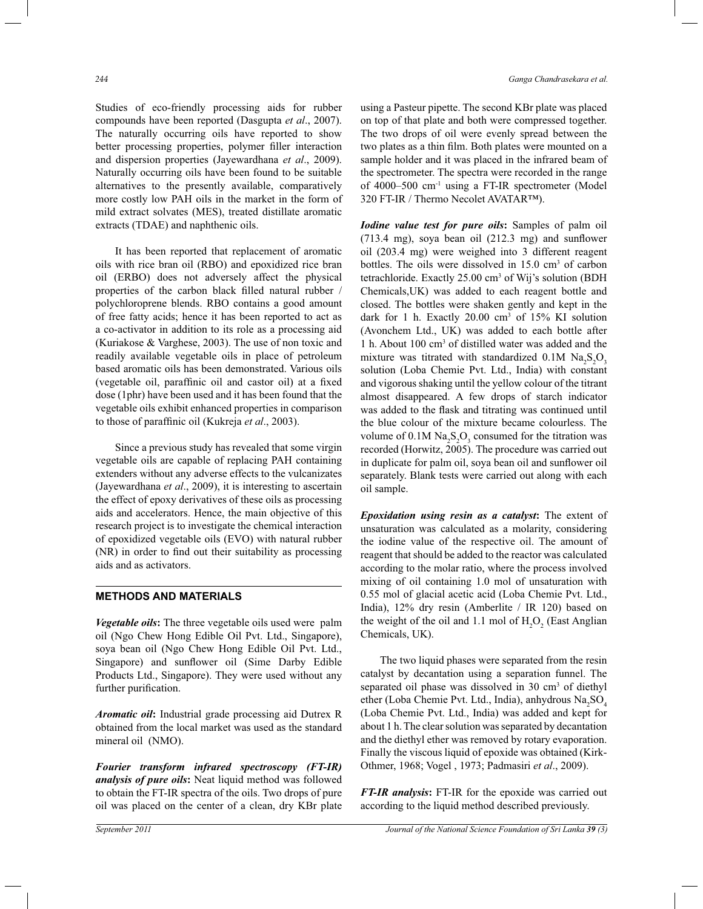Studies of eco-friendly processing aids for rubber compounds have been reported (Dasgupta *et al*., 2007). The naturally occurring oils have reported to show better processing properties, polymer filler interaction and dispersion properties (Jayewardhana *et al*., 2009). Naturally occurring oils have been found to be suitable alternatives to the presently available, comparatively more costly low PAH oils in the market in the form of mild extract solvates (MES), treated distillate aromatic extracts (TDAE) and naphthenic oils.

It has been reported that replacement of aromatic oils with rice bran oil (RBO) and epoxidized rice bran oil (ERBO) does not adversely affect the physical properties of the carbon black filled natural rubber / polychloroprene blends. RBO contains a good amount of free fatty acids; hence it has been reported to act as a co-activator in addition to its role as a processing aid (Kuriakose & Varghese, 2003). The use of non toxic and readily available vegetable oils in place of petroleum based aromatic oils has been demonstrated. Various oils (vegetable oil, paraffinic oil and castor oil) at a fixed dose (1phr) have been used and it has been found that the vegetable oils exhibit enhanced properties in comparison to those of paraffinic oil (Kukreja *et al*., 2003).

Since a previous study has revealed that some virgin vegetable oils are capable of replacing PAH containing extenders without any adverse effects to the vulcanizates (Jayewardhana *et al*., 2009), it is interesting to ascertain the effect of epoxy derivatives of these oils as processing aids and accelerators. Hence, the main objective of this research project is to investigate the chemical interaction of epoxidized vegetable oils (EVO) with natural rubber (NR) in order to find out their suitability as processing aids and as activators.

## METHODS AND MATERIALS

***Vegetable oils*:** The three vegetable oils used were palm oil (Ngo Chew Hong Edible Oil Pvt. Ltd., Singapore), soya bean oil (Ngo Chew Hong Edible Oil Pvt. Ltd., Singapore) and sunflower oil (Sime Darby Edible Products Ltd., Singapore). They were used without any further purification.

***Aromatic oil*:** Industrial grade processing aid Dutrex R obtained from the local market was used as the standard mineral oil (NMO).

***Fourier transform infrared spectroscopy (FT-IR) analysis of pure oils*:** Neat liquid method was followed to obtain the FT-IR spectra of the oils. Two drops of pure oil was placed on the center of a clean, dry KBr plate using a Pasteur pipette. The second KBr plate was placed on top of that plate and both were compressed together. The two drops of oil were evenly spread between the two plates as a thin film. Both plates were mounted on a sample holder and it was placed in the infrared beam of the spectrometer. The spectra were recorded in the range of 4000–500 $cm^{-1}$ using a FT-IR spectrometer (Model 320 FT-IR / Thermo Necolet AVATAR™).

***Iodine value test for pure oils*:** Samples of palm oil (713.4 mg), soya bean oil (212.3 mg) and sunflower oil (203.4 mg) were weighed into 3 different reagent bottles. The oils were dissolved in 15.0 $cm^3$ of carbon tetrachloride. Exactly 25.00 $cm^3$ of Wij's solution (BDH Chemicals,UK) was added to each reagent bottle and closed. The bottles were shaken gently and kept in the dark for 1 h. Exactly 20.00 $cm^3$ of 15% KI solution (Avonchem Ltd., UK) was added to each bottle after 1 h. About 100 $cm^3$ of distilled water was added and the mixture was titrated with standardized 0.1M $Na_2S_2O_3$ solution (Loba Chemie Pvt. Ltd., India) with constant and vigorous shaking until the yellow colour of the titrant almost disappeared. A few drops of starch indicator was added to the flask and titrating was continued until the blue colour of the mixture became colourless. The volume of 0.1M $Na_2S_2O_3$ consumed for the titration was recorded (Horwitz, 2005). The procedure was carried out in duplicate for palm oil, soya bean oil and sunflower oil separately. Blank tests were carried out along with each oil sample.

***Epoxidation using resin as a catalyst*:** The extent of unsaturation was calculated as a molarity, considering the iodine value of the respective oil. The amount of reagent that should be added to the reactor was calculated according to the molar ratio, where the process involved mixing of oil containing 1.0 mol of unsaturation with 0.55 mol of glacial acetic acid (Loba Chemie Pvt. Ltd., India), 12% dry resin (Amberlite / IR 120) based on the weight of the oil and 1.1 mol of $H_2O_2$ (East Anglian Chemicals, UK).

The two liquid phases were separated from the resin catalyst by decantation using a separation funnel. The separated oil phase was dissolved in 30 $cm^3$ of diethyl ether (Loba Chemie Pvt. Ltd., India), anhydrous $Na_2SO_4$ (Loba Chemie Pvt. Ltd., India) was added and kept for about 1 h. The clear solution was separated by decantation and the diethyl ether was removed by rotary evaporation. Finally the viscous liquid of epoxide was obtained (Kirk-Othmer, 1968; Vogel , 1973; Padmasiri *et al*., 2009).

***FT-IR analysis*:** FT-IR for the epoxide was carried out according to the liquid method described previously.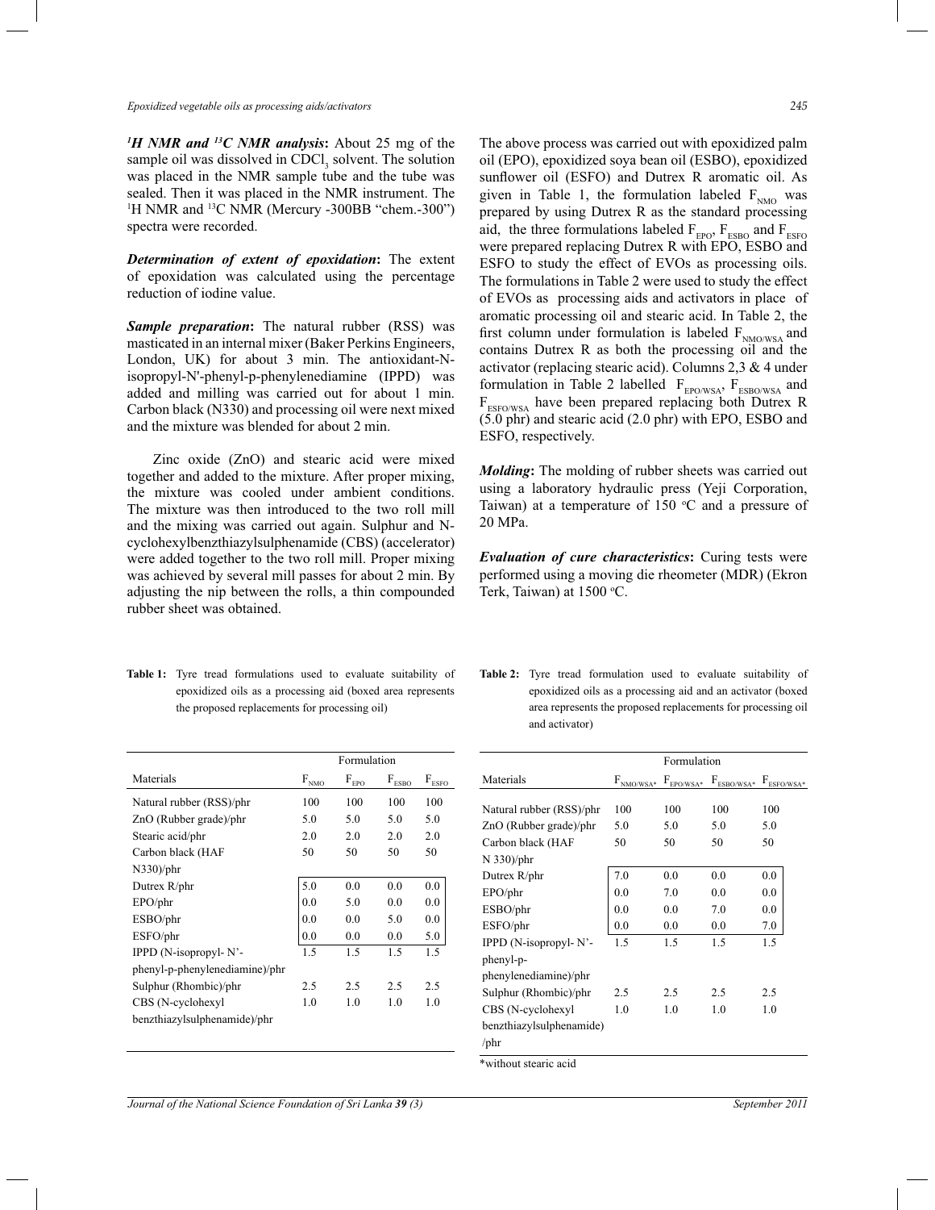***$^{1}$H NMR and $^{13}$C NMR analysis*:** About 25 mg of the sample oil was dissolved in $CDCl_3$ solvent. The solution was placed in the NMR sample tube and the tube was sealed. Then it was placed in the NMR instrument. The $^{1}$H NMR and $^{13}$C NMR (Mercury -300BB "chem.-300") spectra were recorded.

***Determination of extent of epoxidation*:** The extent of epoxidation was calculated using the percentage reduction of iodine value.

***Sample preparation*:** The natural rubber (RSS) was masticated in an internal mixer (Baker Perkins Engineers, London, UK) for about 3 min. The antioxidant-N-isopropyl-N'-phenyl-p-phenylenediamine (IPPD) was added and milling was carried out for about 1 min. Carbon black (N330) and processing oil were next mixed and the mixture was blended for about 2 min.

Zinc oxide (ZnO) and stearic acid were mixed together and added to the mixture. After proper mixing, the mixture was cooled under ambient conditions. The mixture was then introduced to the two roll mill and the mixing was carried out again. Sulphur and N-cyclohexylbenzthiazylsulphenamide (CBS) (accelerator) were added together to the two roll mill. Proper mixing was achieved by several mill passes for about 2 min. By adjusting the nip between the rolls, a thin compounded rubber sheet was obtained.

The above process was carried out with epoxidized palm oil (EPO), epoxidized soya bean oil (ESBO), epoxidized sunflower oil (ESFO) and Dutrex R aromatic oil. As given in Table 1, the formulation labeled $F_{NMO}$ was prepared by using Dutrex R as the standard processing aid, the three formulations labeled $F_{EPO}$, $F_{ESBO}$ and $F_{ESFO}$ were prepared replacing Dutrex R with EPO, ESBO and ESFO to study the effect of EVOs as processing oils. The formulations in Table 2 were used to study the effect of EVOs as processing aids and activators in place of aromatic processing oil and stearic acid. In Table 2, the first column under formulation is labeled $F_{NMO/WSA}$ and contains Dutrex R as both the processing oil and the activator (replacing stearic acid). Columns 2,3 & 4 under formulation in Table 2 labelled $F_{EPO/WSA}$, $F_{ESBO/WSA}$ and $F_{ESFO/WSA}$ have been prepared replacing both Dutrex R (5.0 phr) and stearic acid (2.0 phr) with EPO, ESBO and ESFO, respectively.

***Molding*:** The molding of rubber sheets was carried out using a laboratory hydraulic press (Yeji Corporation, Taiwan) at a temperature of 150 °C and a pressure of 20 MPa.

***Evaluation of cure characteristics*:** Curing tests were performed using a moving die rheometer (MDR) (Ekron Terk, Taiwan) at 1500 °C.

**Table 1:** Tyre tread formulations used to evaluate suitability of epoxidized oils as a processing aid (boxed area represents the proposed replacements for processing oil)

| Materials | Formulation | | | |
|---|---|---|---|---|
| | $F_{NMO}$ | $F_{EPO}$ | $F_{ESBO}$ | $F_{ESFO}$ |
| Natural rubber (RSS)/phr | 100 | 100 | 100 | 100 |
| ZnO (Rubber grade)/phr | 5.0 | 5.0 | 5.0 | 5.0 |
| Stearic acid/phr | 2.0 | 2.0 | 2.0 | 2.0 |
| Carbon black (HAF N330)/phr | 50 | 50 | 50 | 50 |
| Dutrex R/phr | 5.0 | 0.0 | 0.0 | 0.0 |
| EPO/phr | 0.0 | 5.0 | 0.0 | 0.0 |
| ESBO/phr | 0.0 | 0.0 | 5.0 | 0.0 |
| ESFO/phr | 0.0 | 0.0 | 0.0 | 5.0 |
| IPPD (N-isopropyl- N'-phenyl-p-phenylenediamine)/phr | 1.5 | 1.5 | 1.5 | 1.5 |
| Sulphur (Rhombic)/phr | 2.5 | 2.5 | 2.5 | 2.5 |
| CBS (N-cyclohexyl benzthiazylsulphenamide)/phr | 1.0 | 1.0 | 1.0 | 1.0 |

**Table 2:** Tyre tread formulation used to evaluate suitability of epoxidized oils as a processing aid and an activator (boxed area represents the proposed replacements for processing oil and activator)

| Materials | Formulation | | | |
|---|---|---|---|---|
| | $F_{NMO/WSA^*}$ | $F_{EPO/WSA^*}$ | $F_{ESBO/WSA^*}$ | $F_{ESFO/WSA^*}$ |
| Natural rubber (RSS)/phr | 100 | 100 | 100 | 100 |
| ZnO (Rubber grade)/phr | 5.0 | 5.0 | 5.0 | 5.0 |
| Carbon black (HAF N 330)/phr | 50 | 50 | 50 | 50 |
| Dutrex R/phr | 7.0 | 0.0 | 0.0 | 0.0 |
| EPO/phr | 0.0 | 7.0 | 0.0 | 0.0 |
| ESBO/phr | 0.0 | 0.0 | 7.0 | 0.0 |
| ESFO/phr | 0.0 | 0.0 | 0.0 | 7.0 |
| IPPD (N-isopropyl- N'-phenyl-p-phenylenediamine)/phr | 1.5 | 1.5 | 1.5 | 1.5 |
| Sulphur (Rhombic)/phr | 2.5 | 2.5 | 2.5 | 2.5 |
| CBS (N-cyclohexyl benzthiazylsulphenamide) /phr | 1.0 | 1.0 | 1.0 | 1.0 |

*without stearic acid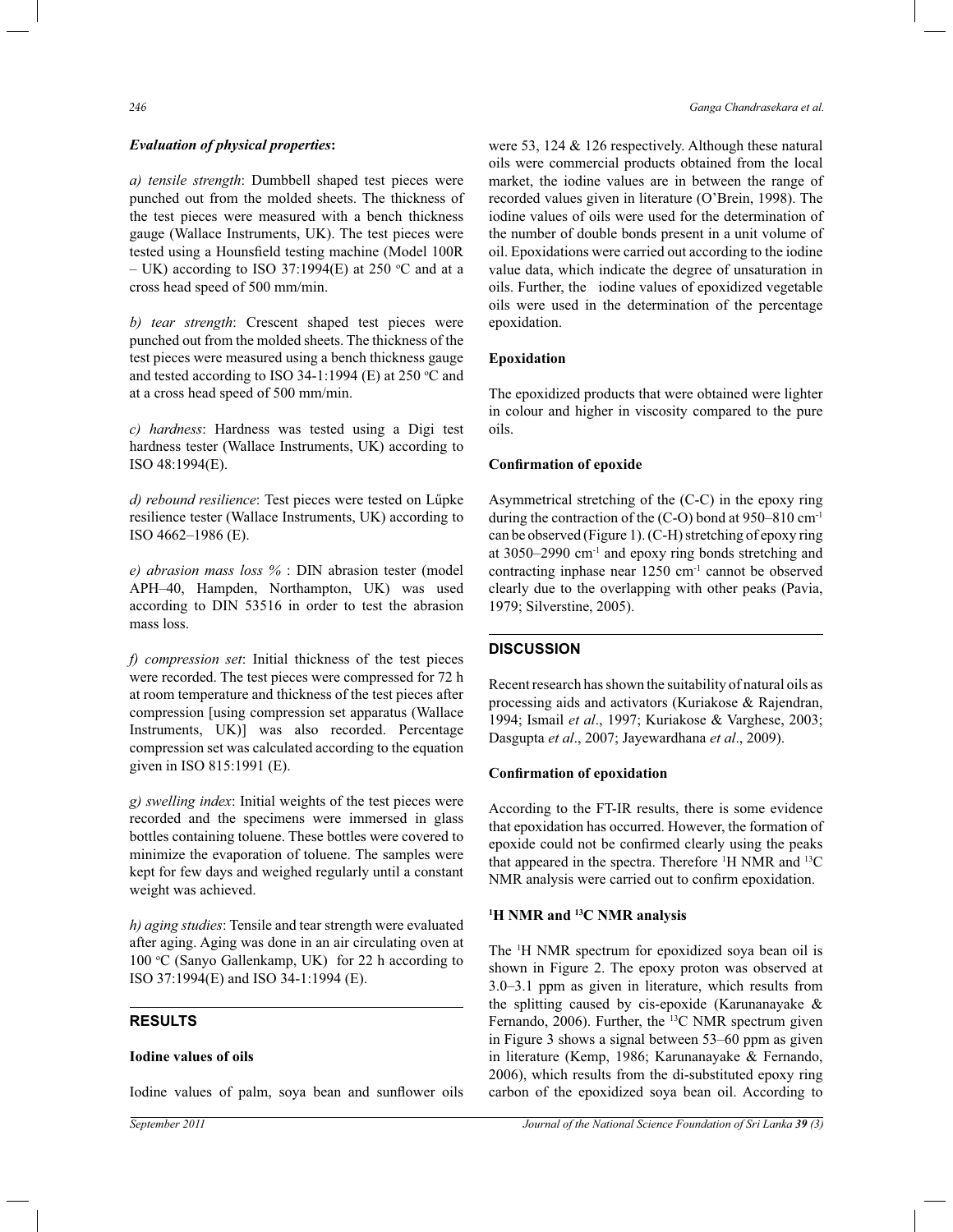***Evaluation of physical properties*:**

*a) tensile strength*: Dumbbell shaped test pieces were punched out from the molded sheets. The thickness of the test pieces were measured with a bench thickness gauge (Wallace Instruments, UK). The test pieces were tested using a Hounsfield testing machine (Model 100R – UK) according to ISO 37:1994(E) at 250 °C and at a cross head speed of 500 mm/min.

*b) tear strength*: Crescent shaped test pieces were punched out from the molded sheets. The thickness of the test pieces were measured using a bench thickness gauge and tested according to ISO 34-1:1994 (E) at 250 °C and at a cross head speed of 500 mm/min.

*c) hardness*: Hardness was tested using a Digi test hardness tester (Wallace Instruments, UK) according to ISO 48:1994(E).

*d) rebound resilience*: Test pieces were tested on Lűpke resilience tester (Wallace Instruments, UK) according to ISO 4662–1986 (E).

*e) abrasion mass loss %* : DIN abrasion tester (model APH–40, Hampden, Northampton, UK) was used according to DIN 53516 in order to test the abrasion mass loss.

*f) compression set*: Initial thickness of the test pieces were recorded. The test pieces were compressed for 72 h at room temperature and thickness of the test pieces after compression [using compression set apparatus (Wallace Instruments, UK)] was also recorded. Percentage compression set was calculated according to the equation given in ISO 815:1991 (E).

*g) swelling index*: Initial weights of the test pieces were recorded and the specimens were immersed in glass bottles containing toluene. These bottles were covered to minimize the evaporation of toluene. The samples were kept for few days and weighed regularly until a constant weight was achieved.

*h) aging studies*: Tensile and tear strength were evaluated after aging. Aging was done in an air circulating oven at 100 °C (Sanyo Gallenkamp, UK) for 22 h according to ISO 37:1994(E) and ISO 34-1:1994 (E).

## RESULTS

### Iodine values of oils

Iodine values of palm, soya bean and sunflower oils were 53, 124 & 126 respectively. Although these natural oils were commercial products obtained from the local market, the iodine values are in between the range of recorded values given in literature (O'Brein, 1998). The iodine values of oils were used for the determination of the number of double bonds present in a unit volume of oil. Epoxidations were carried out according to the iodine value data, which indicate the degree of unsaturation in oils. Further, the iodine values of epoxidized vegetable oils were used in the determination of the percentage epoxidation.

### Epoxidation

The epoxidized products that were obtained were lighter in colour and higher in viscosity compared to the pure oils.

### Confirmation of epoxide

Asymmetrical stretching of the (C-C) in the epoxy ring during the contraction of the (C-O) bond at 950–810 $cm^{-1}$ can be observed (Figure 1). (C-H) stretching of epoxy ring at 3050–2990 $cm^{-1}$ and epoxy ring bonds stretching and contracting inphase near 1250 $cm^{-1}$ cannot be observed clearly due to the overlapping with other peaks (Pavia, 1979; Silverstine, 2005).

## DISCUSSION

Recent research has shown the suitability of natural oils as processing aids and activators (Kuriakose & Rajendran, 1994; Ismail *et al*., 1997; Kuriakose & Varghese, 2003; Dasgupta *et al*., 2007; Jayewardhana *et al*., 2009).

### Confirmation of epoxidation

According to the FT-IR results, there is some evidence that epoxidation has occurred. However, the formation of epoxide could not be confirmed clearly using the peaks that appeared in the spectra. Therefore $^{1}H$ NMR and $^{13}C$ NMR analysis were carried out to confirm epoxidation.

### $^{1}H$ NMR and $^{13}C$ NMR analysis

The $^{1}H$ NMR spectrum for epoxidized soya bean oil is shown in Figure 2. The epoxy proton was observed at 3.0–3.1 ppm as given in literature, which results from the splitting caused by cis-epoxide (Karunanayake & Fernando, 2006). Further, the $^{13}C$ NMR spectrum given in Figure 3 shows a signal between 53–60 ppm as given in literature (Kemp, 1986; Karunanayake & Fernando, 2006), which results from the di-substituted epoxy ring carbon of the epoxidized soya bean oil. According to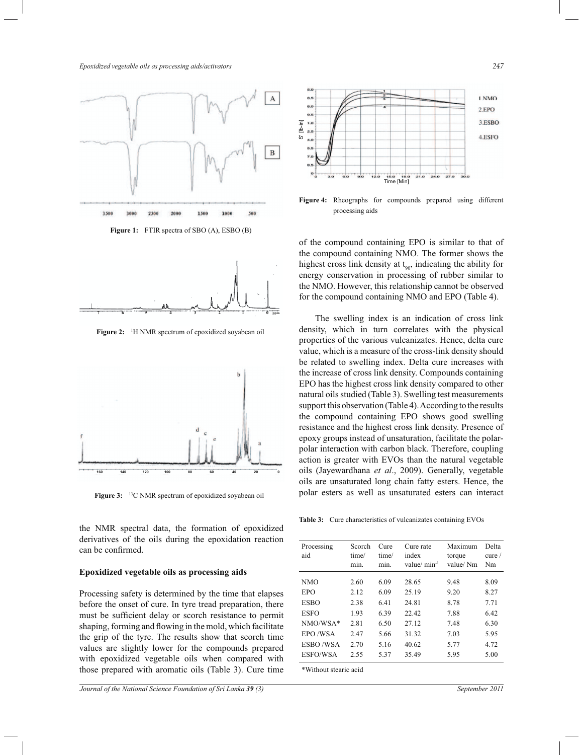Figure 1: FTIR spectra of SBO (A), ESBO (B)

Figure 2: $^{1}H$ NMR spectrum of epoxidized soyabean oil

Figure 3: $^{13}C$ NMR spectrum of epoxidized soyabean oil

the NMR spectral data, the formation of epoxidized derivatives of the oils during the epoxidation reaction can be confirmed.

### Epoxidized vegetable oils as processing aids

Processing safety is determined by the time that elapses before the onset of cure. In tyre tread preparation, there must be sufficient delay or scorch resistance to permit shaping, forming and flowing in the mold, which facilitate the grip of the tyre. The results show that scorch time values are slightly lower for the compounds prepared with epoxidized vegetable oils when compared with those prepared with aromatic oils (Table 3). Cure time of the compound containing EPO is similar to that of the compound containing NMO. The former shows the highest cross link density at $t_{90}$, indicating the ability for energy conservation in processing of rubber similar to the NMO. However, this relationship cannot be observed for the compound containing NMO and EPO (Table 4).

Figure 4: Rheographs for compounds prepared using different processing aids

The swelling index is an indication of cross link density, which in turn correlates with the physical properties of the various vulcanizates. Hence, delta cure value, which is a measure of the cross-link density should be related to swelling index. Delta cure increases with the increase of cross link density. Compounds containing EPO has the highest cross link density compared to other natural oils studied (Table 3). Swelling test measurements support this observation (Table 4). According to the results the compound containing EPO shows good swelling resistance and the highest cross link density. Presence of epoxy groups instead of unsaturation, facilitate the polar-polar interaction with carbon black. Therefore, coupling action is greater with EVOs than the natural vegetable oils (Jayewardhana *et al*., 2009). Generally, vegetable oils are unsaturated long chain fatty esters. Hence, the polar esters as well as unsaturated esters can interact

**Table 3:** Cure characteristics of vulcanizates containing EVOs

| Processing aid | Scorch time/ min. | Cure time/ min. | Cure rate index value/ $min^{-1}$ | Maximum torque value/ Nm | Delta cure / Nm |
|---|---|---|---|---|---|
| NMO | 2.60 | 6.09 | 28.65 | 9.48 | 8.09 |
| EPO | 2.12 | 6.09 | 25.19 | 9.20 | 8.27 |
| ESBO | 2.38 | 6.41 | 24.81 | 8.78 | 7.71 |
| ESFO | 1.93 | 6.39 | 22.42 | 7.88 | 6.42 |
| NMO/WSA* | 2.81 | 6.50 | 27.12 | 7.48 | 6.30 |
| EPO /WSA | 2.47 | 5.66 | 31.32 | 7.03 | 5.95 |
| ESBO /WSA | 2.70 | 5.16 | 40.62 | 5.77 | 4.72 |
| ESFO/WSA | 2.55 | 5.37 | 35.49 | 5.95 | 5.00 |

*Without stearic acid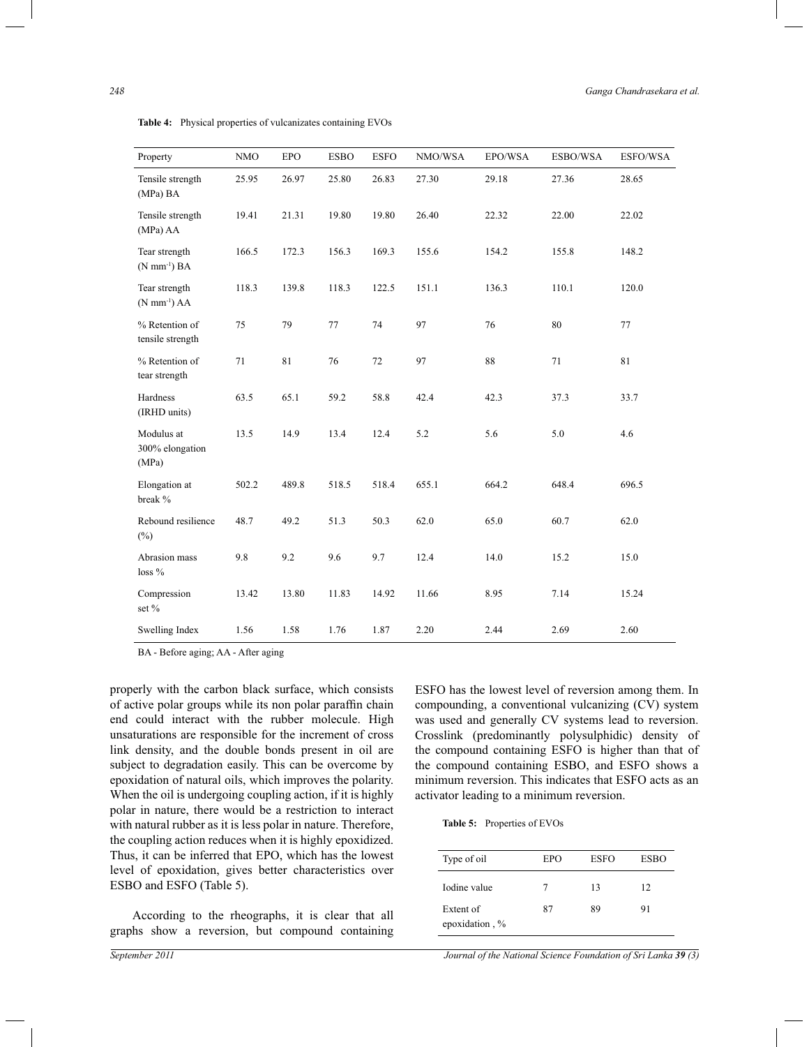**Table 4:** Physical properties of vulcanizates containing EVOs

| Property | NMO | EPO | ESBO | ESFO | NMO/WSA | EPO/WSA | ESBO/WSA | ESFO/WSA |
|---|---|---|---|---|---|---|---|---|
| Tensile strength (MPa) BA | 25.95 | 26.97 | 25.80 | 26.83 | 27.30 | 29.18 | 27.36 | 28.65 |
| Tensile strength (MPa) AA | 19.41 | 21.31 | 19.80 | 19.80 | 26.40 | 22.32 | 22.00 | 22.02 |
| Tear strength ($N\ mm^{-1}$) BA | 166.5 | 172.3 | 156.3 | 169.3 | 155.6 | 154.2 | 155.8 | 148.2 |
| Tear strength ($N\ mm^{-1}$) AA | 118.3 | 139.8 | 118.3 | 122.5 | 151.1 | 136.3 | 110.1 | 120.0 |
| % Retention of tensile strength | 75 | 79 | 77 | 74 | 97 | 76 | 80 | 77 |
| % Retention of tear strength | 71 | 81 | 76 | 72 | 97 | 88 | 71 | 81 |
| Hardness (IRHD units) | 63.5 | 65.1 | 59.2 | 58.8 | 42.4 | 42.3 | 37.3 | 33.7 |
| Modulus at 300% elongation (MPa) | 13.5 | 14.9 | 13.4 | 12.4 | 5.2 | 5.6 | 5.0 | 4.6 |
| Elongation at break % | 502.2 | 489.8 | 518.5 | 518.4 | 655.1 | 664.2 | 648.4 | 696.5 |
| Rebound resilience (%) | 48.7 | 49.2 | 51.3 | 50.3 | 62.0 | 65.0 | 60.7 | 62.0 |
| Abrasion mass loss % | 9.8 | 9.2 | 9.6 | 9.7 | 12.4 | 14.0 | 15.2 | 15.0 |
| Compression set % | 13.42 | 13.80 | 11.83 | 14.92 | 11.66 | 8.95 | 7.14 | 15.24 |
| Swelling Index | 1.56 | 1.58 | 1.76 | 1.87 | 2.20 | 2.44 | 2.69 | 2.60 |

BA - Before aging; AA - After aging

properly with the carbon black surface, which consists of active polar groups while its non polar paraffin chain end could interact with the rubber molecule. High unsaturations are responsible for the increment of cross link density, and the double bonds present in oil are subject to degradation easily. This can be overcome by epoxidation of natural oils, which improves the polarity. When the oil is undergoing coupling action, if it is highly polar in nature, there would be a restriction to interact with natural rubber as it is less polar in nature. Therefore, the coupling action reduces when it is highly epoxidized. Thus, it can be inferred that EPO, which has the lowest level of epoxidation, gives better characteristics over ESBO and ESFO (Table 5).

According to the rheographs, it is clear that all graphs show a reversion, but compound containing ESFO has the lowest level of reversion among them. In compounding, a conventional vulcanizing (CV) system was used and generally CV systems lead to reversion. Crosslink (predominantly polysulphidic) density of the compound containing ESFO is higher than that of the compound containing ESBO, and ESFO shows a minimum reversion. This indicates that ESFO acts as an activator leading to a minimum reversion.

**Table 5:** Properties of EVOs

| Type of oil | EPO | ESFO | ESBO |
|---|---|---|---|
| Iodine value | 7 | 13 | 12 |
| Extent of epoxidation , % | 87 | 89 | 91 |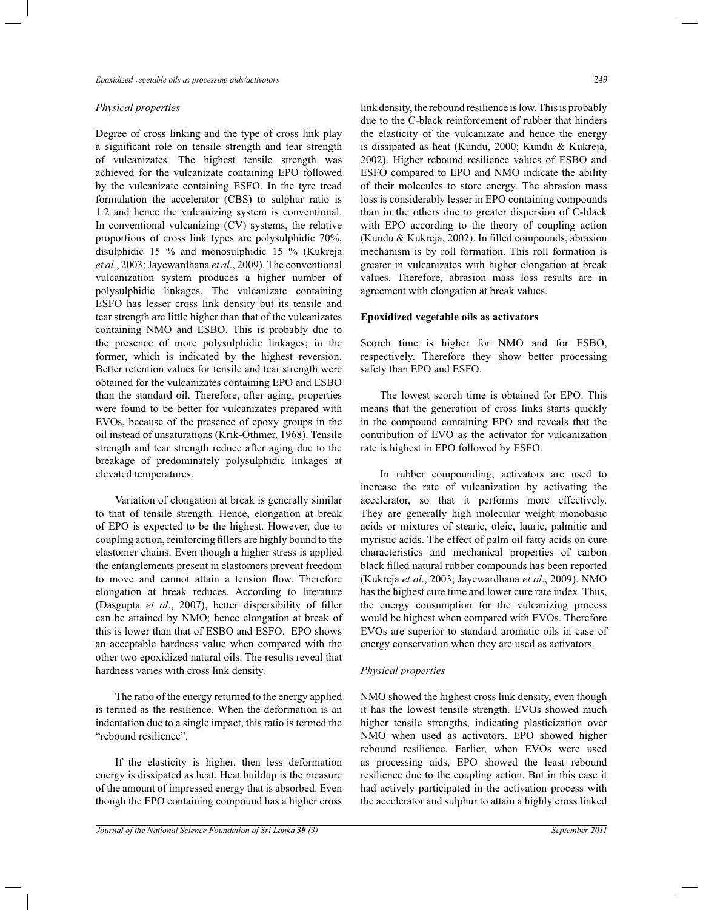### *Physical properties*

Degree of cross linking and the type of cross link play a significant role on tensile strength and tear strength of vulcanizates. The highest tensile strength was achieved for the vulcanizate containing EPO followed by the vulcanizate containing ESFO. In the tyre tread formulation the accelerator (CBS) to sulphur ratio is 1:2 and hence the vulcanizing system is conventional. In conventional vulcanizing (CV) systems, the relative proportions of cross link types are polysulphidic 70%, disulphidic 15 % and monosulphidic 15 % (Kukreja *et al*., 2003; Jayewardhana *et al*., 2009). The conventional vulcanization system produces a higher number of polysulphidic linkages. The vulcanizate containing ESFO has lesser cross link density but its tensile and tear strength are little higher than that of the vulcanizates containing NMO and ESBO. This is probably due to the presence of more polysulphidic linkages; in the former, which is indicated by the highest reversion. Better retention values for tensile and tear strength were obtained for the vulcanizates containing EPO and ESBO than the standard oil. Therefore, after aging, properties were found to be better for vulcanizates prepared with EVOs, because of the presence of epoxy groups in the oil instead of unsaturations (Krik-Othmer, 1968). Tensile strength and tear strength reduce after aging due to the breakage of predominately polysulphidic linkages at elevated temperatures.

Variation of elongation at break is generally similar to that of tensile strength. Hence, elongation at break of EPO is expected to be the highest. However, due to coupling action, reinforcing fillers are highly bound to the elastomer chains. Even though a higher stress is applied the entanglements present in elastomers prevent freedom to move and cannot attain a tension flow. Therefore elongation at break reduces. According to literature (Dasgupta *et al*., 2007), better dispersibility of filler can be attained by NMO; hence elongation at break of this is lower than that of ESBO and ESFO. EPO shows an acceptable hardness value when compared with the other two epoxidized natural oils. The results reveal that hardness varies with cross link density.

The ratio of the energy returned to the energy applied is termed as the resilience. When the deformation is an indentation due to a single impact, this ratio is termed the "rebound resilience".

If the elasticity is higher, then less deformation energy is dissipated as heat. Heat buildup is the measure of the amount of impressed energy that is absorbed. Even though the EPO containing compound has a higher cross link density, the rebound resilience is low. This is probably due to the C-black reinforcement of rubber that hinders the elasticity of the vulcanizate and hence the energy is dissipated as heat (Kundu, 2000; Kundu & Kukreja, 2002). Higher rebound resilience values of ESBO and ESFO compared to EPO and NMO indicate the ability of their molecules to store energy. The abrasion mass loss is considerably lesser in EPO containing compounds than in the others due to greater dispersion of C-black with EPO according to the theory of coupling action (Kundu & Kukreja, 2002). In filled compounds, abrasion mechanism is by roll formation. This roll formation is greater in vulcanizates with higher elongation at break values. Therefore, abrasion mass loss results are in agreement with elongation at break values.

## **Epoxidized vegetable oils as activators**

Scorch time is higher for NMO and for ESBO, respectively. Therefore they show better processing safety than EPO and ESFO.

The lowest scorch time is obtained for EPO. This means that the generation of cross links starts quickly in the compound containing EPO and reveals that the contribution of EVO as the activator for vulcanization rate is highest in EPO followed by ESFO.

In rubber compounding, activators are used to increase the rate of vulcanization by activating the accelerator, so that it performs more effectively. They are generally high molecular weight monobasic acids or mixtures of stearic, oleic, lauric, palmitic and myristic acids. The effect of palm oil fatty acids on cure characteristics and mechanical properties of carbon black filled natural rubber compounds has been reported (Kukreja *et al*., 2003; Jayewardhana *et al*., 2009). NMO has the highest cure time and lower cure rate index. Thus, the energy consumption for the vulcanizing process would be highest when compared with EVOs. Therefore EVOs are superior to standard aromatic oils in case of energy conservation when they are used as activators.

### *Physical properties*

NMO showed the highest cross link density, even though it has the lowest tensile strength. EVOs showed much higher tensile strengths, indicating plasticization over NMO when used as activators. EPO showed higher rebound resilience. Earlier, when EVOs were used as processing aids, EPO showed the least rebound resilience due to the coupling action. But in this case it had actively participated in the activation process with the accelerator and sulphur to attain a highly cross linked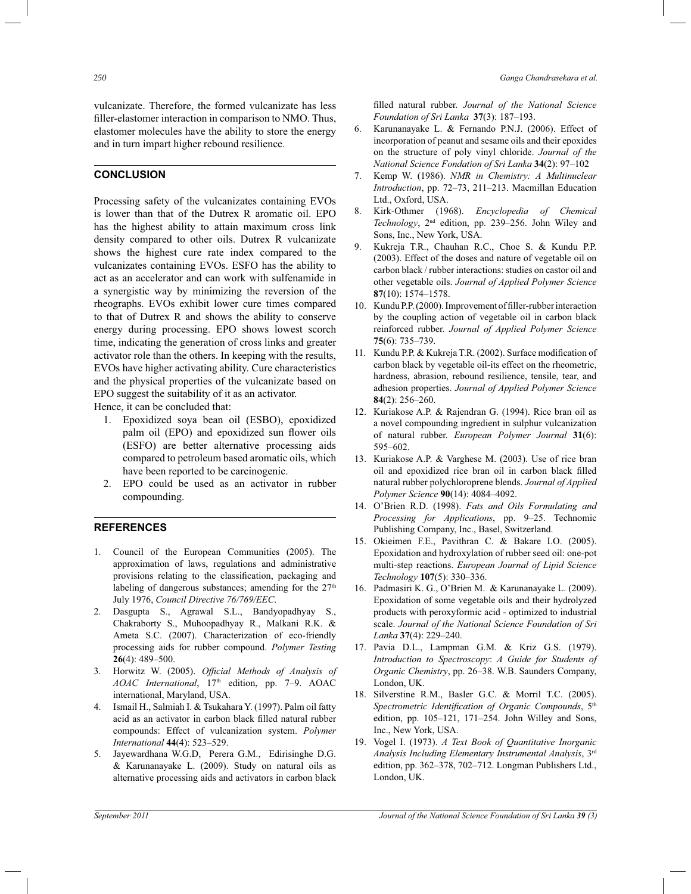vulcanizate. Therefore, the formed vulcanizate has less filler-elastomer interaction in comparison to NMO. Thus, elastomer molecules have the ability to store the energy and in turn impart higher rebound resilience.

## CONCLUSION

Processing safety of the vulcanizates containing EVOs is lower than that of the Dutrex R aromatic oil. EPO has the highest ability to attain maximum cross link density compared to other oils. Dutrex R vulcanizate shows the highest cure rate index compared to the vulcanizates containing EVOs. ESFO has the ability to act as an accelerator and can work with sulfenamide in a synergistic way by minimizing the reversion of the rheographs. EVOs exhibit lower cure times compared to that of Dutrex R and shows the ability to conserve energy during processing. EPO shows lowest scorch time, indicating the generation of cross links and greater activator role than the others. In keeping with the results, EVOs have higher activating ability. Cure characteristics and the physical properties of the vulcanizate based on EPO suggest the suitability of it as an activator.

Hence, it can be concluded that:

1. Epoxidized soya bean oil (ESBO), epoxidized palm oil (EPO) and epoxidized sun flower oils (ESFO) are better alternative processing aids compared to petroleum based aromatic oils, which have been reported to be carcinogenic.
2. EPO could be used as an activator in rubber compounding.

## REFERENCES

1. Council of the European Communities (2005). The approximation of laws, regulations and administrative provisions relating to the classification, packaging and labeling of dangerous substances; amending for the 27th July 1976, *Council Directive 76/769/EEC*.
2. Dasgupta S., Agrawal S.L., Bandyopadhyay S., Chakraborty S., Muhoopadhyay R., Malkani R.K. & Ameta S.C. (2007). Characterization of eco-friendly processing aids for rubber compound. *Polymer Testing* **26**(4): 489–500.
3. Horwitz W. (2005). *Official Methods of Analysis of AOAC International*, 17th edition, pp. 7–9. AOAC international, Maryland, USA.
4. Ismail H., Salmiah I. & Tsukahara Y. (1997). Palm oil fatty acid as an activator in carbon black filled natural rubber compounds: Effect of vulcanization system. *Polymer International* **44**(4): 523–529.
5. Jayewardhana W.G.D, Perera G.M., Edirisinghe D.G. & Karunanayake L. (2009). Study on natural oils as alternative processing aids and activators in carbon black filled natural rubber. *Journal of the National Science Foundation of Sri Lanka* **37**(3): 187–193.
6. Karunanayake L. & Fernando P.N.J. (2006). Effect of incorporation of peanut and sesame oils and their epoxides on the structure of poly vinyl chloride. *Journal of the National Science Fondation of Sri Lanka* **34**(2): 97–102
7. Kemp W. (1986). *NMR in Chemistry: A Multinuclear Introduction*, pp. 72–73, 211–213. Macmillan Education Ltd., Oxford, USA.
8. Kirk-Othmer (1968). *Encyclopedia of Chemical Technology*, 2nd edition, pp. 239–256. John Wiley and Sons, Inc., New York, USA.
9. Kukreja T.R., Chauhan R.C., Choe S. & Kundu P.P. (2003). Effect of the doses and nature of vegetable oil on carbon black / rubber interactions: studies on castor oil and other vegetable oils. *Journal of Applied Polymer Science* **87**(10): 1574–1578.
10. Kundu P.P. (2000). Improvement of filler-rubber interaction by the coupling action of vegetable oil in carbon black reinforced rubber. *Journal of Applied Polymer Science* **75**(6): 735–739.
11. Kundu P.P. & Kukreja T.R. (2002). Surface modification of carbon black by vegetable oil-its effect on the rheometric, hardness, abrasion, rebound resilience, tensile, tear, and adhesion properties. *Journal of Applied Polymer Science* **84**(2): 256–260.
12. Kuriakose A.P. & Rajendran G. (1994). Rice bran oil as a novel compounding ingredient in sulphur vulcanization of natural rubber. *European Polymer Journal* **31**(6): 595–602.
13. Kuriakose A.P. & Varghese M. (2003). Use of rice bran oil and epoxidized rice bran oil in carbon black filled natural rubber polychloroprene blends. *Journal of Applied Polymer Science* **90**(14): 4084–4092.
14. O'Brien R.D. (1998). *Fats and Oils Formulating and Processing for Applications*, pp. 9–25. Technomic Publishing Company, Inc., Basel, Switzerland.
15. Okieimen F.E., Pavithran C. & Bakare I.O. (2005). Epoxidation and hydroxylation of rubber seed oil: one-pot multi-step reactions. *European Journal of Lipid Science Technology* **107**(5): 330–336.
16. Padmasiri K. G., O'Brien M. & Karunanayake L. (2009). Epoxidation of some vegetable oils and their hydrolyzed products with peroxyformic acid - optimized to industrial scale. *Journal of the National Science Foundation of Sri Lanka* **37**(4): 229–240.
17. Pavia D.L., Lampman G.M. & Kriz G.S. (1979). *Introduction to Spectroscopy*: *A Guide for Students of Organic Chemistry*, pp. 26–38. W.B. Saunders Company, London, UK.
18. Silverstine R.M., Basler G.C. & Morril T.C. (2005). *Spectrometric Identification of Organic Compounds*, 5th edition, pp. 105–121, 171–254. John Willey and Sons, Inc., New York, USA.
19. Vogel I. (1973). *A Text Book of Quantitative Inorganic Analysis Including Elementary Instrumental Analysis*, 3rd edition, pp. 362–378, 702–712. Longman Publishers Ltd., London, UK.